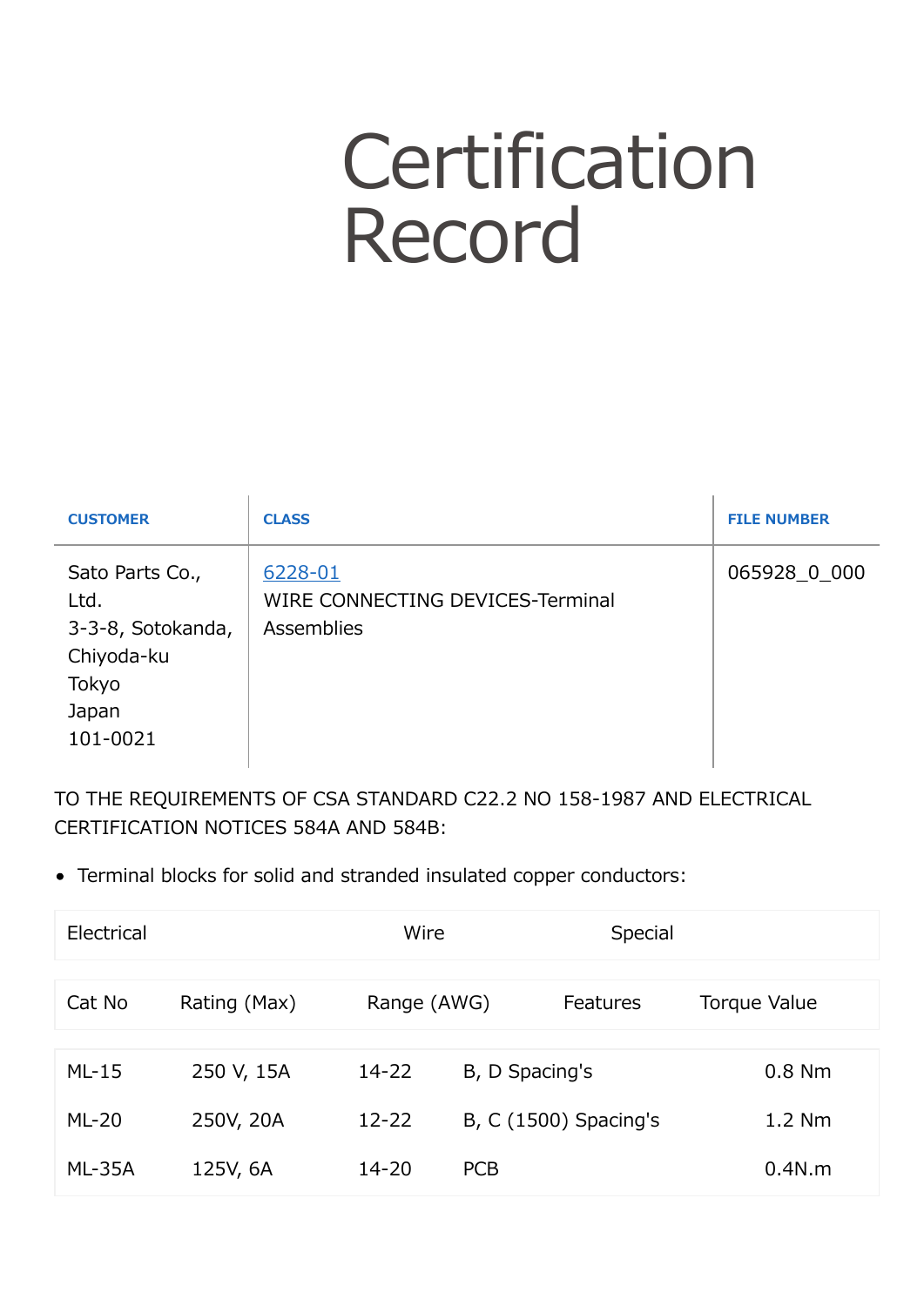# Certification Record

| CUSTOMER | CLASS | FILE NUMBER |
| --- | --- | --- |
| Sato Parts Co., Ltd.<br>3-3-8, Sotokanda, Chiyoda-ku<br>Tokyo<br>Japan<br>101-0021 | [6228-01](6228-01)<br>WIRE CONNECTING DEVICES-Terminal Assemblies | 065928_0_000 |

TO THE REQUIREMENTS OF CSA STANDARD C22.2 NO 158-1987 AND ELECTRICAL CERTIFICATION NOTICES 584A AND 584B:

- Terminal blocks for solid and stranded insulated copper conductors:

| Electrical | | Wire | Special | |
| --- | --- | --- | --- | --- |
| Cat No | Rating (Max) | Range (AWG) | Features | Torque Value |
| ML-15 | 250 V, 15A | 14-22 | B, D Spacing's | 0.8 Nm |
| ML-20 | 250V, 20A | 12-22 | B, C (1500) Spacing's | 1.2 Nm |
| ML-35A | 125V, 6A | 14-20 | PCB | 0.4N.m |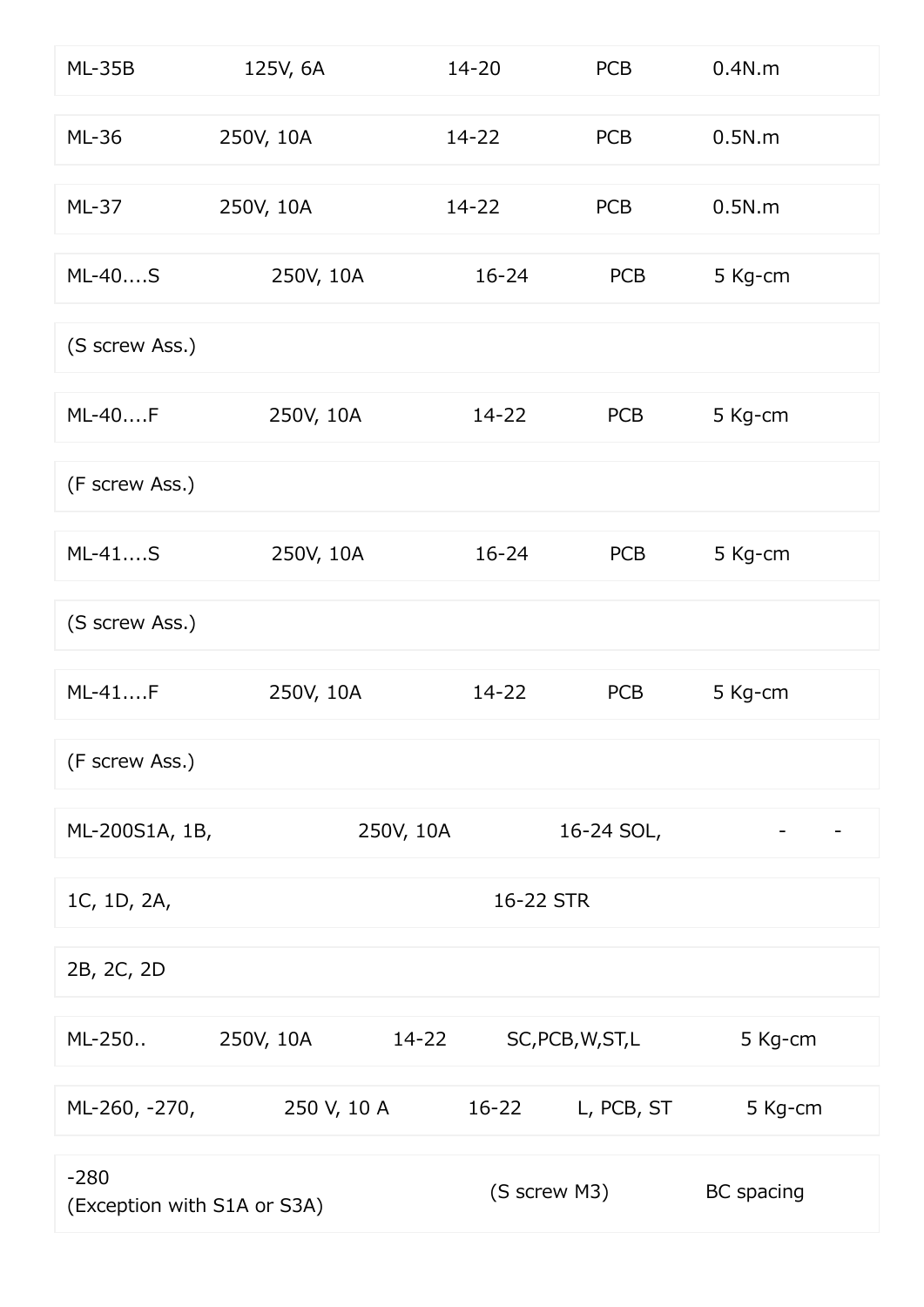| | | | | |
|---|---|---|---|---|
| ML-35B | 125V, 6A | 14-20 | PCB | 0.4N.m |
| ML-36 | 250V, 10A | 14-22 | PCB | 0.5N.m |
| ML-37 | 250V, 10A | 14-22 | PCB | 0.5N.m |
| ML-40....S | 250V, 10A | 16-24 | PCB | 5 Kg-cm |
| (S screw Ass.) | | | | |
| ML-40....F | 250V, 10A | 14-22 | PCB | 5 Kg-cm |
| (F screw Ass.) | | | | |
| ML-41....S | 250V, 10A | 16-24 | PCB | 5 Kg-cm |
| (S screw Ass.) | | | | |
| ML-41....F | 250V, 10A | 14-22 | PCB | 5 Kg-cm |
| (F screw Ass.) | | | | |
| ML-200S1A, 1B, | 250V, 10A | 16-24 SOL, | - | - |
| 1C, 1D, 2A, | | 16-22 STR | | |
| 2B, 2C, 2D | | | | |
| ML-250.. | 250V, 10A | 14-22 | SC,PCB,W,ST,L | 5 Kg-cm |
| ML-260, -270, | 250 V, 10 A | 16-22 | L, PCB, ST | 5 Kg-cm |
| -280<br>(Exception with S1A or S3A) | | (S screw M3) | | BC spacing |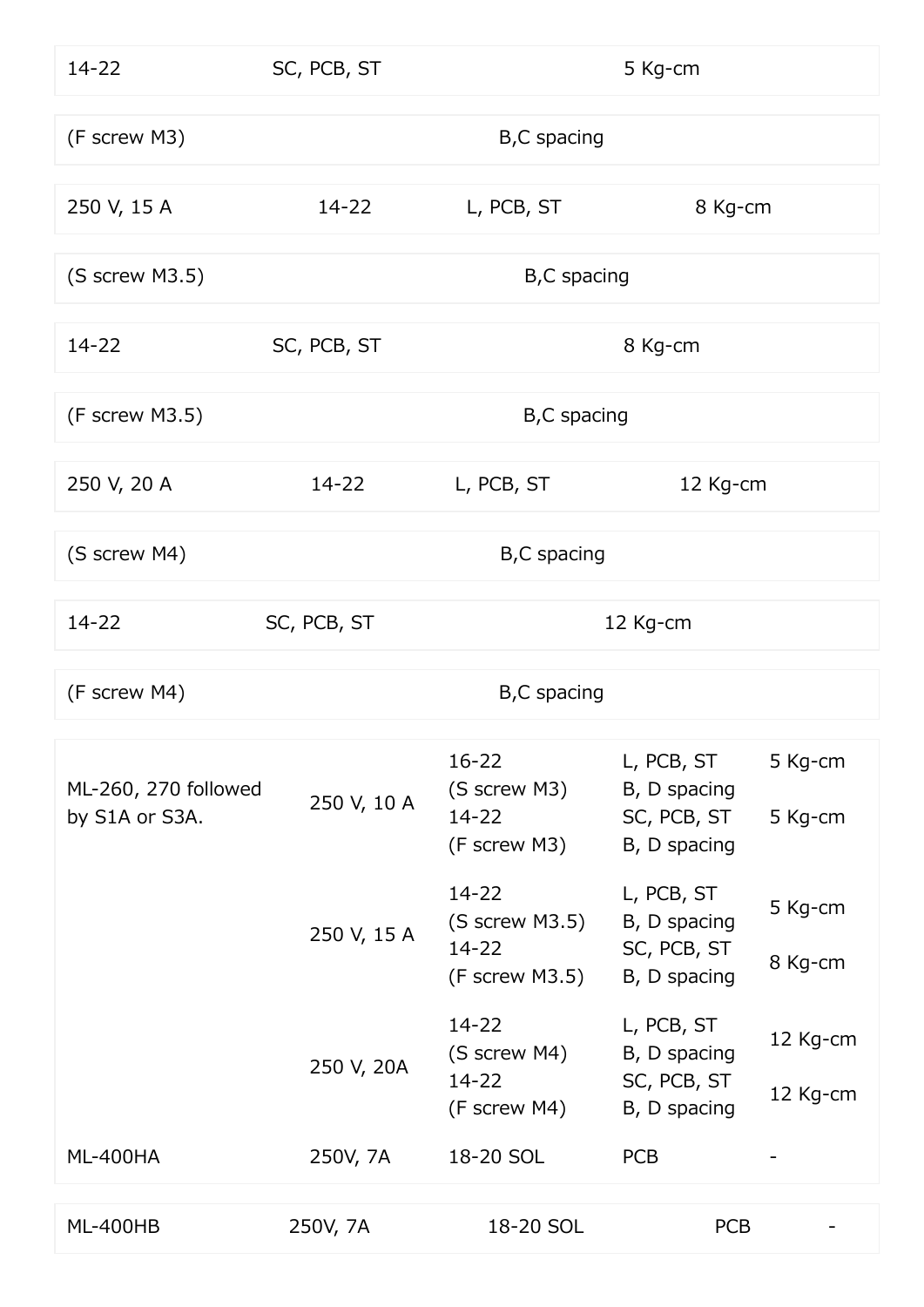| | | | |
|---|---|---|---|
| 14-22 | SC, PCB, ST | 5 Kg-cm | |
| (F screw M3) | B,C spacing | | |
| 250 V, 15 A | 14-22 | L, PCB, ST | 8 Kg-cm |
| (S screw M3.5) | B,C spacing | | |
| 14-22 | SC, PCB, ST | 8 Kg-cm | |
| (F screw M3.5) | B,C spacing | | |
| 250 V, 20 A | 14-22 | L, PCB, ST | 12 Kg-cm |
| (S screw M4) | B,C spacing | | |
| 14-22 | SC, PCB, ST | 12 Kg-cm | |
| (F screw M4) | B,C spacing | | |

| | | | | |
|---|---|---|---|---|
| ML-260, 270 followed by S1A or S3A. | 250 V, 10 A | 16-22 (S screw M3) | L, PCB, ST B, D spacing | 5 Kg-cm |
| | | 14-22 (F screw M3) | SC, PCB, ST B, D spacing | 5 Kg-cm |
| | 250 V, 15 A | 14-22 (S screw M3.5) | L, PCB, ST B, D spacing | 5 Kg-cm |
| | | 14-22 (F screw M3.5) | SC, PCB, ST B, D spacing | 8 Kg-cm |
| | 250 V, 20A | 14-22 (S screw M4) | L, PCB, ST B, D spacing | 12 Kg-cm |
| | | 14-22 (F screw M4) | SC, PCB, ST B, D spacing | 12 Kg-cm |
| ML-400HA | 250V, 7A | 18-20 SOL | PCB | - |
| ML-400HB | 250V, 7A | 18-20 SOL | PCB | - |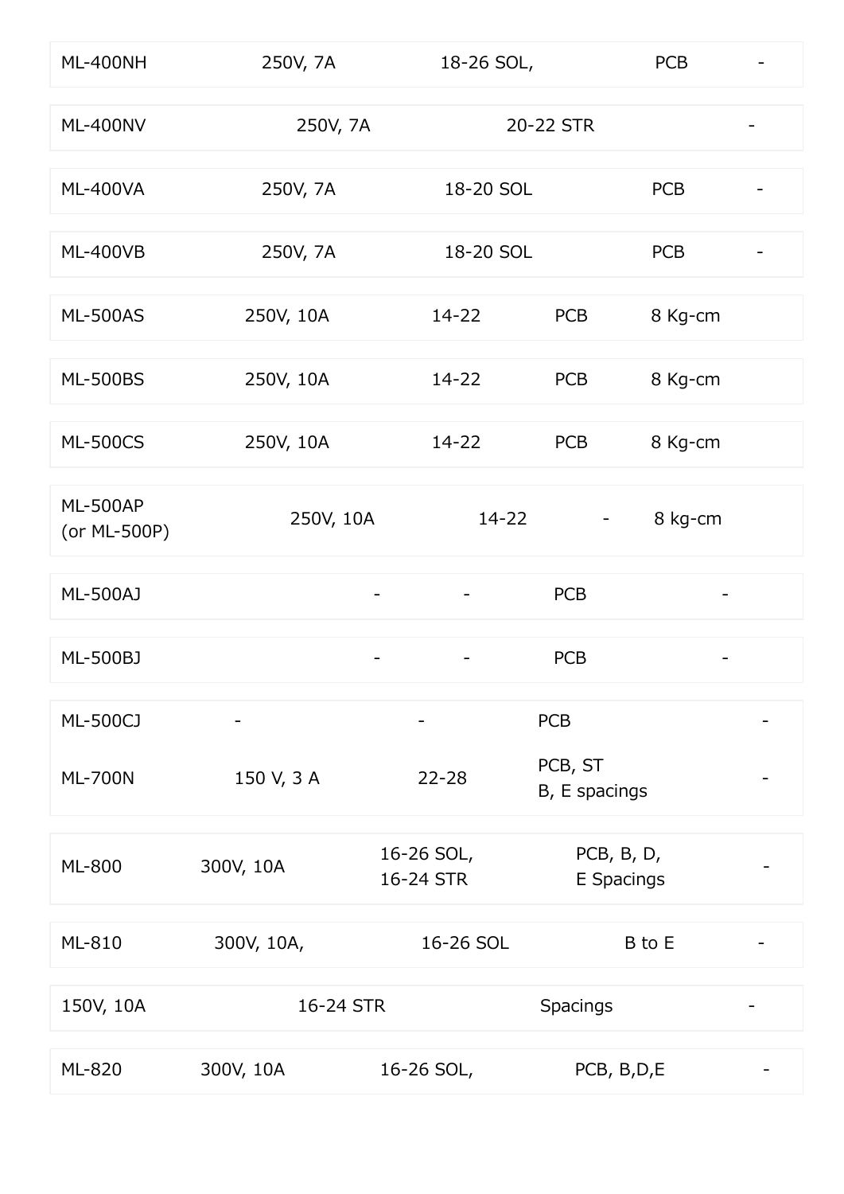| | | | | |
|---|---|---|---|---|
| ML-400NH | 250V, 7A | 18-26 SOL, | PCB | - |
| ML-400NV | 250V, 7A | 20-22 STR | | - |
| ML-400VA | 250V, 7A | 18-20 SOL | PCB | - |
| ML-400VB | 250V, 7A | 18-20 SOL | PCB | - |
| ML-500AS | 250V, 10A | 14-22 | PCB | 8 Kg-cm |
| ML-500BS | 250V, 10A | 14-22 | PCB | 8 Kg-cm |
| ML-500CS | 250V, 10A | 14-22 | PCB | 8 Kg-cm |
| ML-500AP (or ML-500P) | 250V, 10A | 14-22 | - | 8 kg-cm |
| ML-500AJ | - | - | PCB | - |
| ML-500BJ | - | - | PCB | - |
| ML-500CJ | - | - | PCB | - |
| ML-700N | 150 V, 3 A | 22-28 | PCB, ST B, E spacings | - |
| ML-800 | 300V, 10A | 16-26 SOL, 16-24 STR | PCB, B, D, E Spacings | - |
| ML-810 | 300V, 10A, | 16-26 SOL | B to E | - |
| | 150V, 10A | 16-24 STR | Spacings | - |
| ML-820 | 300V, 10A | 16-26 SOL, | PCB, B,D,E | - |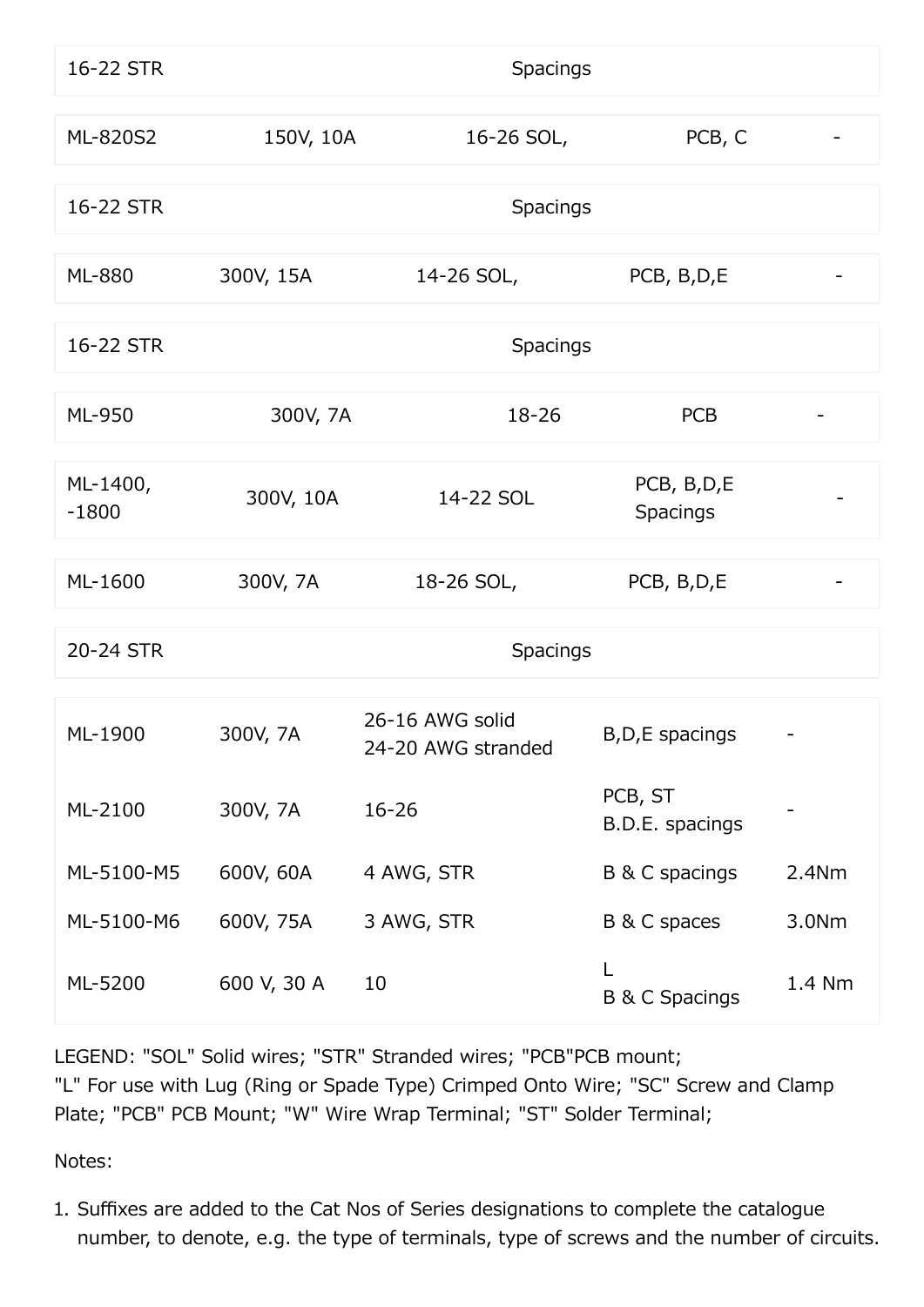| | | | | |
|---|---|---|---|---|
| 16-22 STR | | | Spacings | |
| ML-820S2 | 150V, 10A | 16-26 SOL, | PCB, C | - |
| 16-22 STR | | | Spacings | |
| ML-880 | 300V, 15A | 14-26 SOL, | PCB, B,D,E | - |
| 16-22 STR | | | Spacings | |
| ML-950 | 300V, 7A | 18-26 | PCB | - |
| ML-1400, -1800 | 300V, 10A | 14-22 SOL | PCB, B,D,E Spacings | - |
| ML-1600 | 300V, 7A | 18-26 SOL, | PCB, B,D,E | - |
| 20-24 STR | | | Spacings | |
| ML-1900 | 300V, 7A | 26-16 AWG solid 24-20 AWG stranded | B,D,E spacings | - |
| ML-2100 | 300V, 7A | 16-26 | PCB, ST B.D.E. spacings | - |
| ML-5100-M5 | 600V, 60A | 4 AWG, STR | B & C spacings | 2.4Nm |
| ML-5100-M6 | 600V, 75A | 3 AWG, STR | B & C spaces | 3.0Nm |
| ML-5200 | 600 V, 30 A | 10 | L B & C Spacings | 1.4 Nm |

LEGEND: "SOL" Solid wires; "STR" Stranded wires; "PCB"PCB mount;
"L" For use with Lug (Ring or Spade Type) Crimped Onto Wire; "SC" Screw and Clamp Plate; "PCB" PCB Mount; "W" Wire Wrap Terminal; "ST" Solder Terminal;

Notes:

1. Suffixes are added to the Cat Nos of Series designations to complete the catalogue number, to denote, e.g. the type of terminals, type of screws and the number of circuits.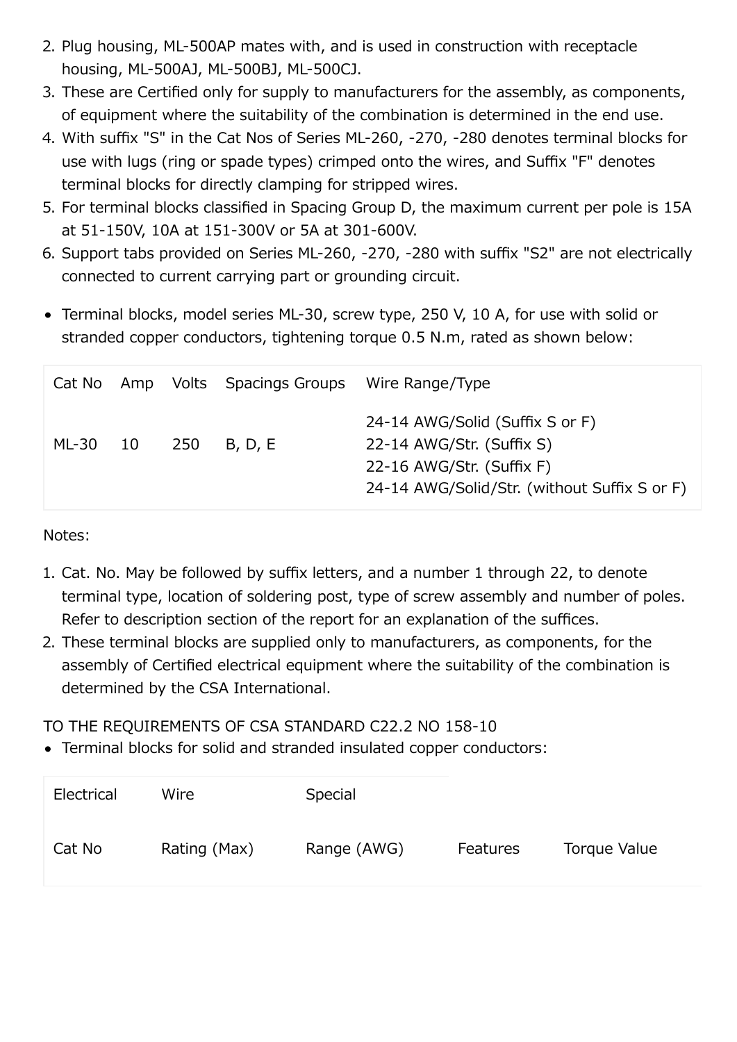2. Plug housing, ML-500AP mates with, and is used in construction with receptacle housing, ML-500AJ, ML-500BJ, ML-500CJ.
3. These are Certified only for supply to manufacturers for the assembly, as components, of equipment where the suitability of the combination is determined in the end use.
4. With suffix "S" in the Cat Nos of Series ML-260, -270, -280 denotes terminal blocks for use with lugs (ring or spade types) crimped onto the wires, and Suffix "F" denotes terminal blocks for directly clamping for stripped wires.
5. For terminal blocks classified in Spacing Group D, the maximum current per pole is 15A at 51-150V, 10A at 151-300V or 5A at 301-600V.
6. Support tabs provided on Series ML-260, -270, -280 with suffix "S2" are not electrically connected to current carrying part or grounding circuit.

- Terminal blocks, model series ML-30, screw type, 250 V, 10 A, for use with solid or stranded copper conductors, tightening torque 0.5 N.m, rated as shown below:

| Cat No | Amp | Volts | Spacings Groups | Wire Range/Type |
|---|---|---|---|---|
| ML-30 | 10 | 250 | B, D, E | 24-14 AWG/Solid (Suffix S or F)<br>22-14 AWG/Str. (Suffix S)<br>22-16 AWG/Str. (Suffix F)<br>24-14 AWG/Solid/Str. (without Suffix S or F) |

Notes:

1. Cat. No. May be followed by suffix letters, and a number 1 through 22, to denote terminal type, location of soldering post, type of screw assembly and number of poles. Refer to description section of the report for an explanation of the suffices.
2. These terminal blocks are supplied only to manufacturers, as components, for the assembly of Certified electrical equipment where the suitability of the combination is determined by the CSA International.

TO THE REQUIREMENTS OF CSA STANDARD C22.2 NO 158-10

- Terminal blocks for solid and stranded insulated copper conductors:

| Electrical | Wire | Special | | |
|---|---|---|---|---|
| Cat No | Rating (Max) | Range (AWG) | Features | Torque Value |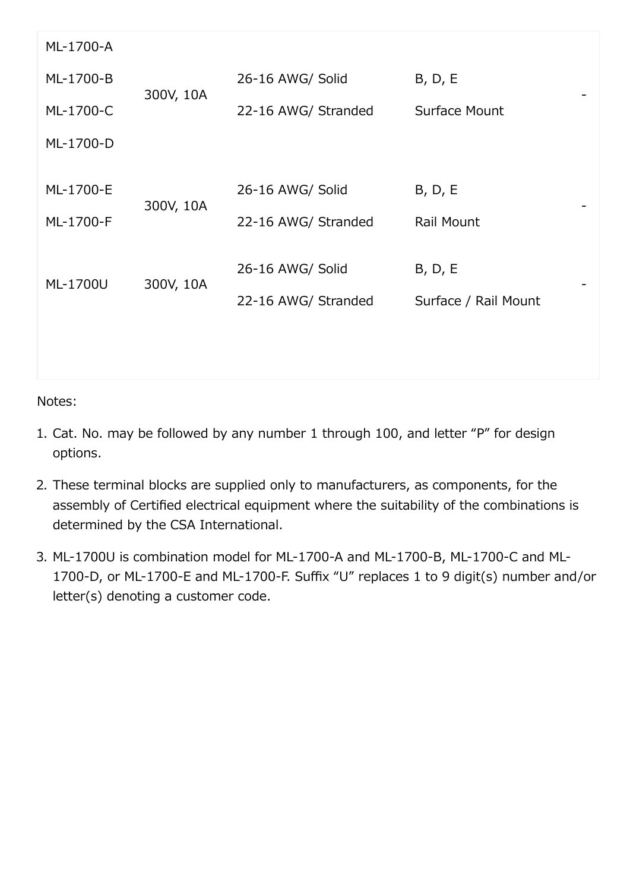| | | | | |
|---|---|---|---|---|
| ML-1700-A<br>ML-1700-B<br>ML-1700-C<br>ML-1700-D | 300V, 10A | 26-16 AWG/ Solid<br>22-16 AWG/ Stranded | B, D, E<br>Surface Mount | - |
| ML-1700-E<br>ML-1700-F | 300V, 10A | 26-16 AWG/ Solid<br>22-16 AWG/ Stranded | B, D, E<br>Rail Mount | - |
| ML-1700U | 300V, 10A | 26-16 AWG/ Solid<br>22-16 AWG/ Stranded | B, D, E<br>Surface / Rail Mount | - |

Notes:

1. Cat. No. may be followed by any number 1 through 100, and letter "P" for design options.
2. These terminal blocks are supplied only to manufacturers, as components, for the assembly of Certified electrical equipment where the suitability of the combinations is determined by the CSA International.
3. ML-1700U is combination model for ML-1700-A and ML-1700-B, ML-1700-C and ML-1700-D, or ML-1700-E and ML-1700-F. Suffix "U" replaces 1 to 9 digit(s) number and/or letter(s) denoting a customer code.